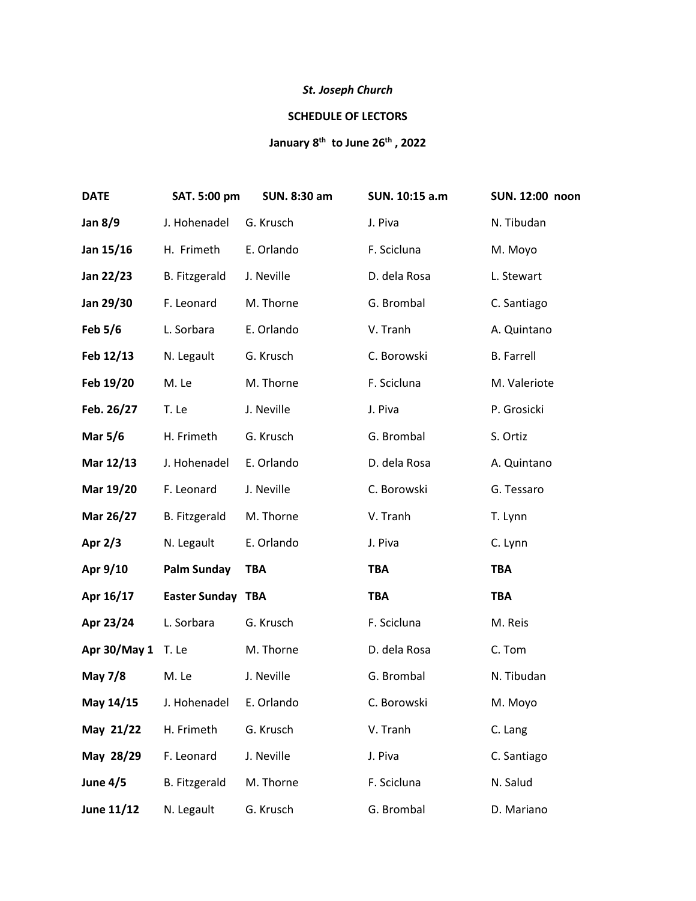*St. Joseph Church*

**SCHEDULE OF LECTORS**

**January 8th to June 26th , 2022**

| DATE | SAT. 5:00 pm | SUN. 8:30 am | SUN. 10:15 a.m | SUN. 12:00 noon |
|---|---|---|---|---|
| **Jan 8/9** | J. Hohenadel | G. Krusch | J. Piva | N. Tibudan |
| **Jan 15/16** | H. Frimeth | E. Orlando | F. Scicluna | M. Moyo |
| **Jan 22/23** | B. Fitzgerald | J. Neville | D. dela Rosa | L. Stewart |
| **Jan 29/30** | F. Leonard | M. Thorne | G. Brombal | C. Santiago |
| **Feb 5/6** | L. Sorbara | E. Orlando | V. Tranh | A. Quintano |
| **Feb 12/13** | N. Legault | G. Krusch | C. Borowski | B. Farrell |
| **Feb 19/20** | M. Le | M. Thorne | F. Scicluna | M. Valeriote |
| **Feb. 26/27** | T. Le | J. Neville | J. Piva | P. Grosicki |
| **Mar 5/6** | H. Frimeth | G. Krusch | G. Brombal | S. Ortiz |
| **Mar 12/13** | J. Hohenadel | E. Orlando | D. dela Rosa | A. Quintano |
| **Mar 19/20** | F. Leonard | J. Neville | C. Borowski | G. Tessaro |
| **Mar 26/27** | B. Fitzgerald | M. Thorne | V. Tranh | T. Lynn |
| **Apr 2/3** | N. Legault | E. Orlando | J. Piva | C. Lynn |
| **Apr 9/10** | **Palm Sunday** | **TBA** | **TBA** | **TBA** |
| **Apr 16/17** | **Easter Sunday** | **TBA** | **TBA** | **TBA** |
| **Apr 23/24** | L. Sorbara | G. Krusch | F. Scicluna | M. Reis |
| **Apr 30/May 1** | T. Le | M. Thorne | D. dela Rosa | C. Tom |
| **May 7/8** | M. Le | J. Neville | G. Brombal | N. Tibudan |
| **May 14/15** | J. Hohenadel | E. Orlando | C. Borowski | M. Moyo |
| **May 21/22** | H. Frimeth | G. Krusch | V. Tranh | C. Lang |
| **May 28/29** | F. Leonard | J. Neville | J. Piva | C. Santiago |
| **June 4/5** | B. Fitzgerald | M. Thorne | F. Scicluna | N. Salud |
| **June 11/12** | N. Legault | G. Krusch | G. Brombal | D. Mariano |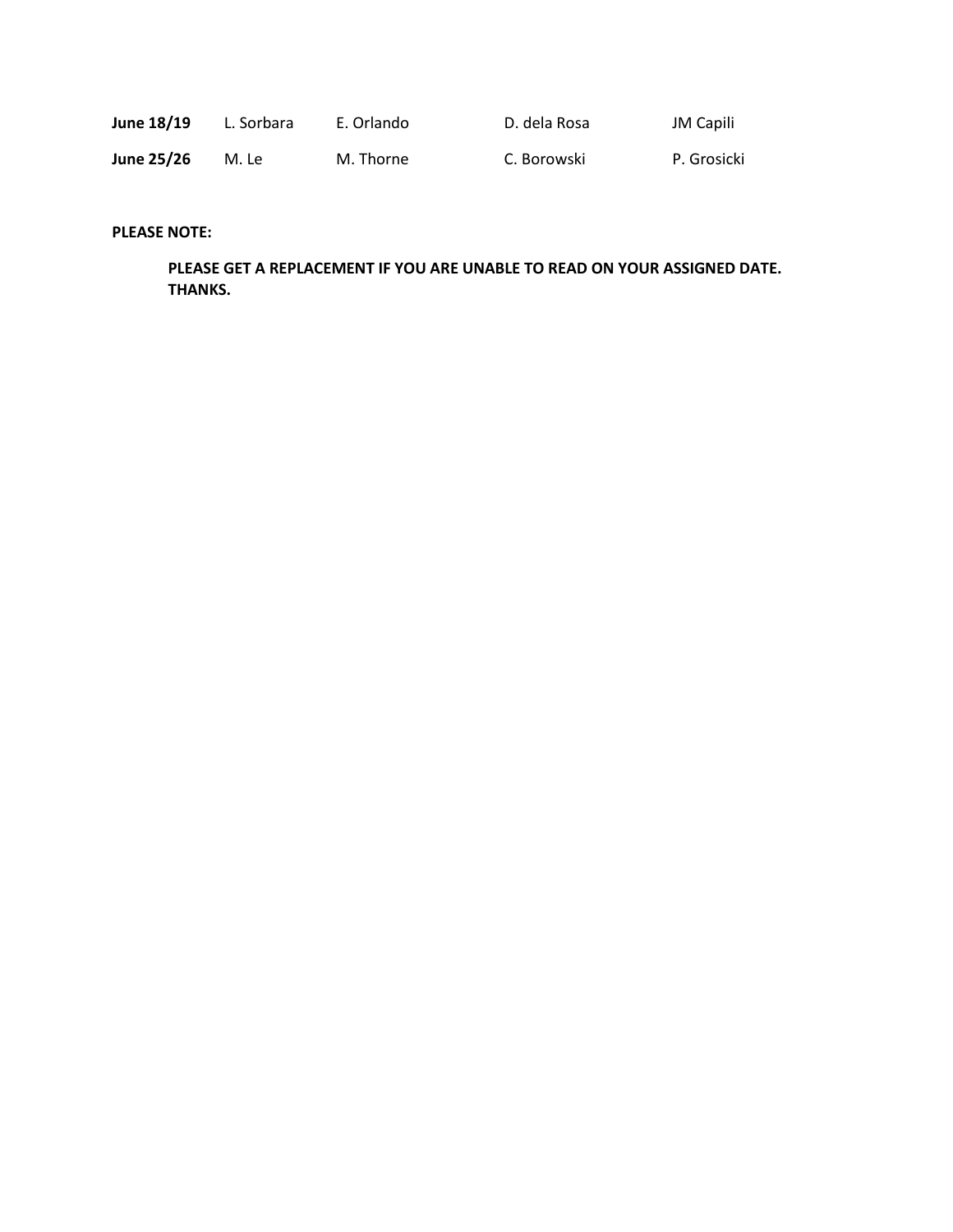| | | | | |
|---|---|---|---|---|
| **June 18/19** | L. Sorbara | E. Orlando | D. dela Rosa | JM Capili |
| **June 25/26** | M. Le | M. Thorne | C. Borowski | P. Grosicki |

**PLEASE NOTE:**

**PLEASE GET A REPLACEMENT IF YOU ARE UNABLE TO READ ON YOUR ASSIGNED DATE. THANKS.**